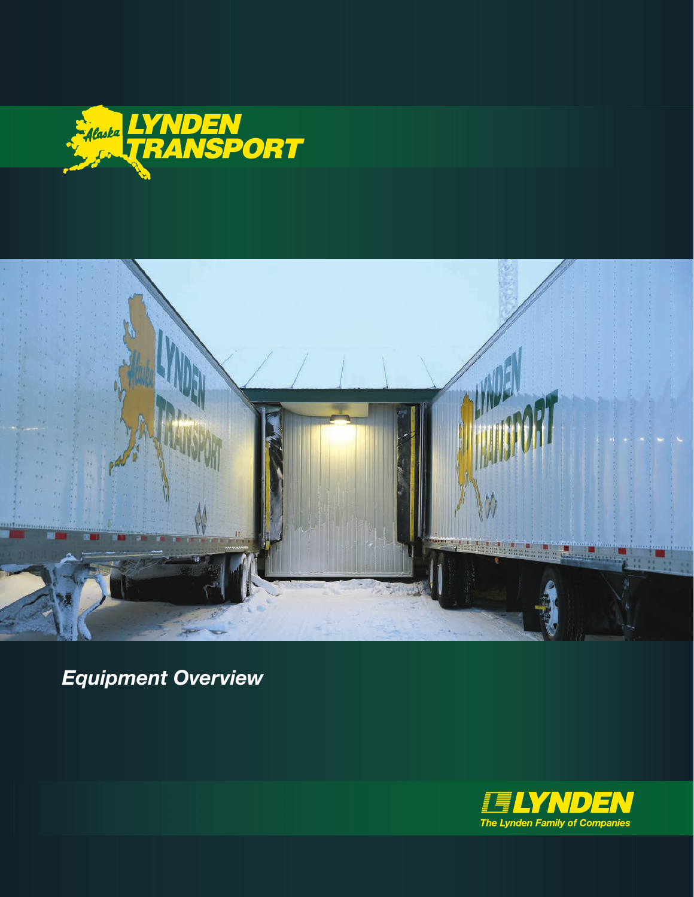# Alaska LYNDEN TRANSPORT

## *Equipment Overview*

**LYNDEN**

*The Lynden Family of Companies*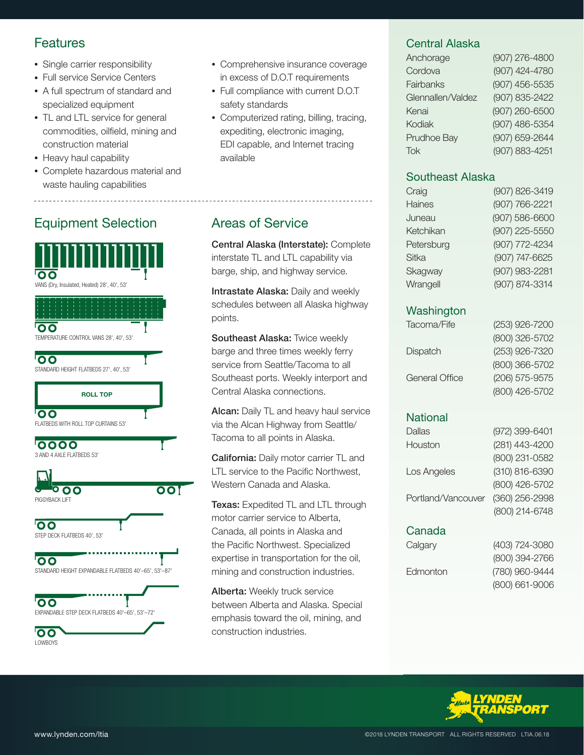## Features

- Single carrier responsibility
- Full service Service Centers
- A full spectrum of standard and specialized equipment
- TL and LTL service for general commodities, oilfield, mining and construction material
- Heavy haul capability
- Complete hazardous material and waste hauling capabilities
- Comprehensive insurance coverage in excess of D.O.T requirements
- Full compliance with current D.O.T safety standards
- Computerized rating, billing, tracing, expediting, electronic imaging, EDI capable, and Internet tracing available

## Equipment Selection

VANS (Dry, Insulated, Heated) 28', 40', 53'

TEMPERATURE CONTROL VANS 28', 40', 53'

STANDARD HEIGHT FLATBEDS 27', 40', 53'

ROLL TOP

FLATBEDS WITH ROLL TOP CURTAINS 53'

3 AND 4 AXLE FLATBEDS 53'

PIGGYBACK LIFT

STEP DECK FLATBEDS 40', 53'

STANDARD HEIGHT EXPANDABLE FLATBEDS 40'–65', 53'–87'

EXPANDABLE STEP DECK FLATBEDS 40'–65', 53'–72'

LOWBOYS

## Areas of Service

**Central Alaska (Interstate):** Complete interstate TL and LTL capability via barge, ship, and highway service.

**Intrastate Alaska:** Daily and weekly schedules between all Alaska highway points.

**Southeast Alaska:** Twice weekly barge and three times weekly ferry service from Seattle/Tacoma to all Southeast ports. Weekly interport and Central Alaska connections.

**Alcan:** Daily TL and heavy haul service via the Alcan Highway from Seattle/Tacoma to all points in Alaska.

**California:** Daily motor carrier TL and LTL service to the Pacific Northwest, Western Canada and Alaska.

**Texas:** Expedited TL and LTL through motor carrier service to Alberta, Canada, all points in Alaska and the Pacific Northwest. Specialized expertise in transportation for the oil, mining and construction industries.

**Alberta:** Weekly truck service between Alberta and Alaska. Special emphasis toward the oil, mining, and construction industries.

## Central Alaska

| | |
|---|---|
| Anchorage | (907) 276-4800 |
| Cordova | (907) 424-4780 |
| Fairbanks | (907) 456-5535 |
| Glennallen/Valdez | (907) 835-2422 |
| Kenai | (907) 260-6500 |
| Kodiak | (907) 486-5354 |
| Prudhoe Bay | (907) 659-2644 |
| Tok | (907) 883-4251 |

## Southeast Alaska

| | |
|---|---|
| Craig | (907) 826-3419 |
| Haines | (907) 766-2221 |
| Juneau | (907) 586-6600 |
| Ketchikan | (907) 225-5550 |
| Petersburg | (907) 772-4234 |
| Sitka | (907) 747-6625 |
| Skagway | (907) 983-2281 |
| Wrangell | (907) 874-3314 |

## Washington

| | |
|---|---|
| Tacoma/Fife | (253) 926-7200 |
| | (800) 326-5702 |
| Dispatch | (253) 926-7320 |
| | (800) 366-5702 |
| General Office | (206) 575-9575 |
| | (800) 426-5702 |

## National

| | |
|---|---|
| Dallas | (972) 399-6401 |
| Houston | (281) 443-4200 |
| | (800) 231-0582 |
| Los Angeles | (310) 816-6390 |
| | (800) 426-5702 |
| Portland/Vancouver | (360) 256-2998 |
| | (800) 214-6748 |

## Canada

| | |
|---|---|
| Calgary | (403) 724-3080 |
| | (800) 394-2766 |
| Edmonton | (780) 960-9444 |
| | (800) 661-9006 |

LYNDEN TRANSPORT

www.lynden.com/ltia

©2018 LYNDEN TRANSPORT ALL RIGHTS RESERVED LTIA.06.18